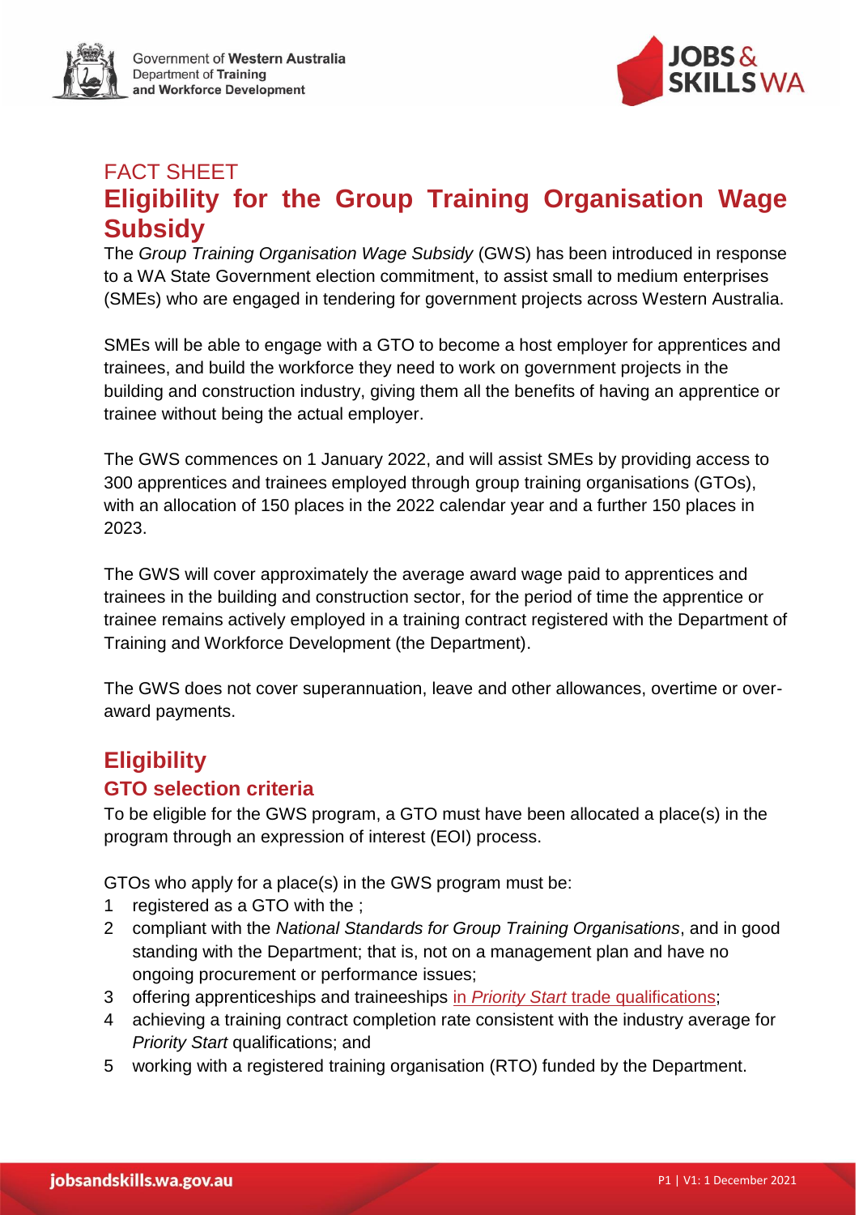FACT SHEET

# Eligibility for the Group Training Organisation Wage Subsidy

The *Group Training Organisation Wage Subsidy* (GWS) has been introduced in response to a WA State Government election commitment, to assist small to medium enterprises (SMEs) who are engaged in tendering for government projects across Western Australia.

SMEs will be able to engage with a GTO to become a host employer for apprentices and trainees, and build the workforce they need to work on government projects in the building and construction industry, giving them all the benefits of having an apprentice or trainee without being the actual employer.

The GWS commences on 1 January 2022, and will assist SMEs by providing access to 300 apprentices and trainees employed through group training organisations (GTOs), with an allocation of 150 places in the 2022 calendar year and a further 150 places in 2023.

The GWS will cover approximately the average award wage paid to apprentices and trainees in the building and construction sector, for the period of time the apprentice or trainee remains actively employed in a training contract registered with the Department of Training and Workforce Development (the Department).

The GWS does not cover superannuation, leave and other allowances, overtime or over-award payments.

## Eligibility

### GTO selection criteria

To be eligible for the GWS program, a GTO must have been allocated a place(s) in the program through an expression of interest (EOI) process.

GTOs who apply for a place(s) in the GWS program must be:

1. registered as a GTO with the ;
2. compliant with the *National Standards for Group Training Organisations*, and in good standing with the Department; that is, not on a management plan and have no ongoing procurement or performance issues;
3. offering apprenticeships and traineeships in *Priority Start* trade qualifications;
4. achieving a training contract completion rate consistent with the industry average for *Priority Start* qualifications; and
5. working with a registered training organisation (RTO) funded by the Department.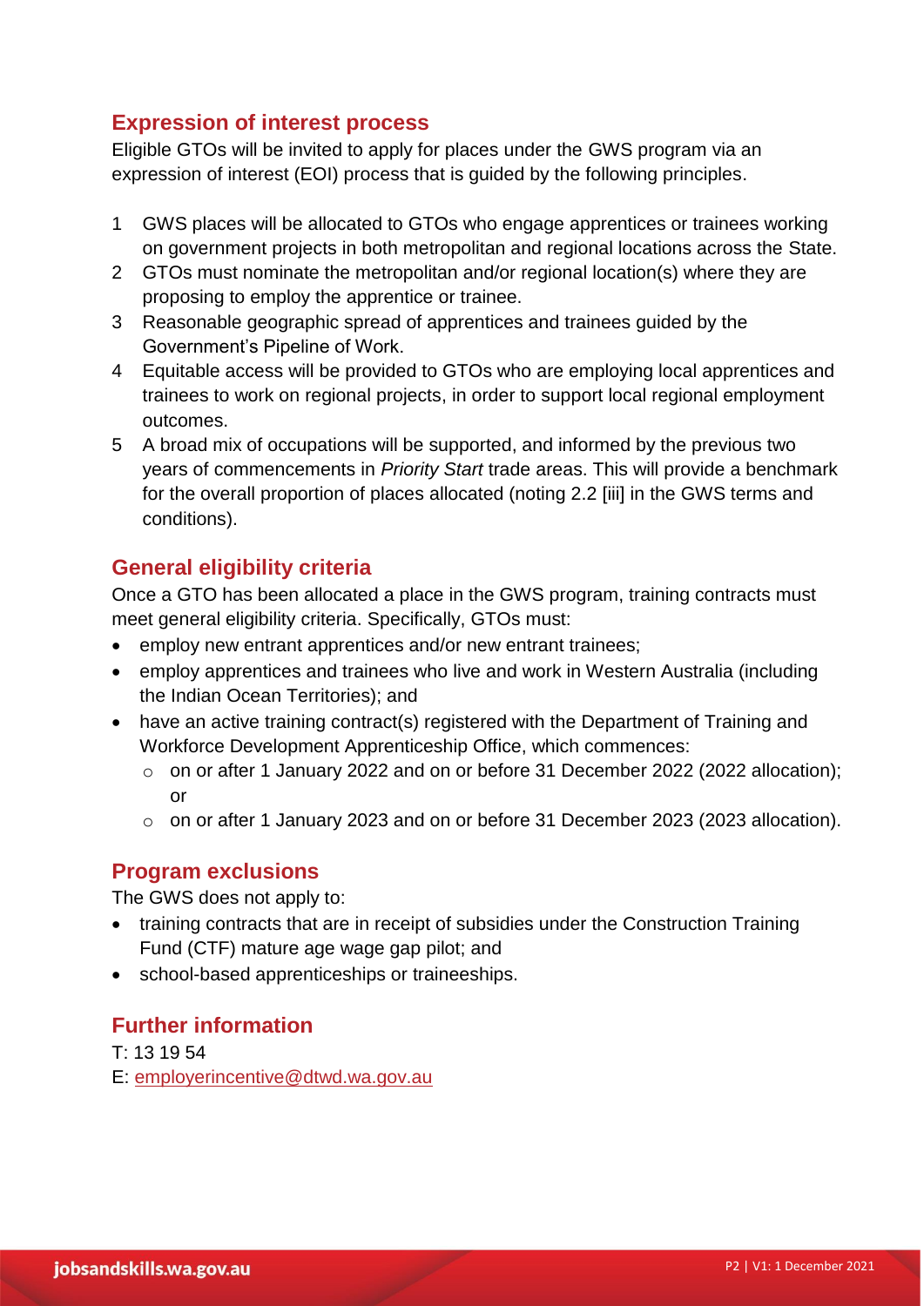## Expression of interest process

Eligible GTOs will be invited to apply for places under the GWS program via an expression of interest (EOI) process that is guided by the following principles.

1. GWS places will be allocated to GTOs who engage apprentices or trainees working on government projects in both metropolitan and regional locations across the State.
2. GTOs must nominate the metropolitan and/or regional location(s) where they are proposing to employ the apprentice or trainee.
3. Reasonable geographic spread of apprentices and trainees guided by the Government's Pipeline of Work.
4. Equitable access will be provided to GTOs who are employing local apprentices and trainees to work on regional projects, in order to support local regional employment outcomes.
5. A broad mix of occupations will be supported, and informed by the previous two years of commencements in *Priority Start* trade areas. This will provide a benchmark for the overall proportion of places allocated (noting 2.2 [iii] in the GWS terms and conditions).

## General eligibility criteria

Once a GTO has been allocated a place in the GWS program, training contracts must meet general eligibility criteria. Specifically, GTOs must:

- employ new entrant apprentices and/or new entrant trainees;
- employ apprentices and trainees who live and work in Western Australia (including the Indian Ocean Territories); and
- have an active training contract(s) registered with the Department of Training and Workforce Development Apprenticeship Office, which commences:
  - on or after 1 January 2022 and on or before 31 December 2022 (2022 allocation); or
  - on or after 1 January 2023 and on or before 31 December 2023 (2023 allocation).

## Program exclusions

The GWS does not apply to:

- training contracts that are in receipt of subsidies under the Construction Training Fund (CTF) mature age wage gap pilot; and
- school-based apprenticeships or traineeships.

## Further information

T: 13 19 54
E: employerincentive@dtwd.wa.gov.au